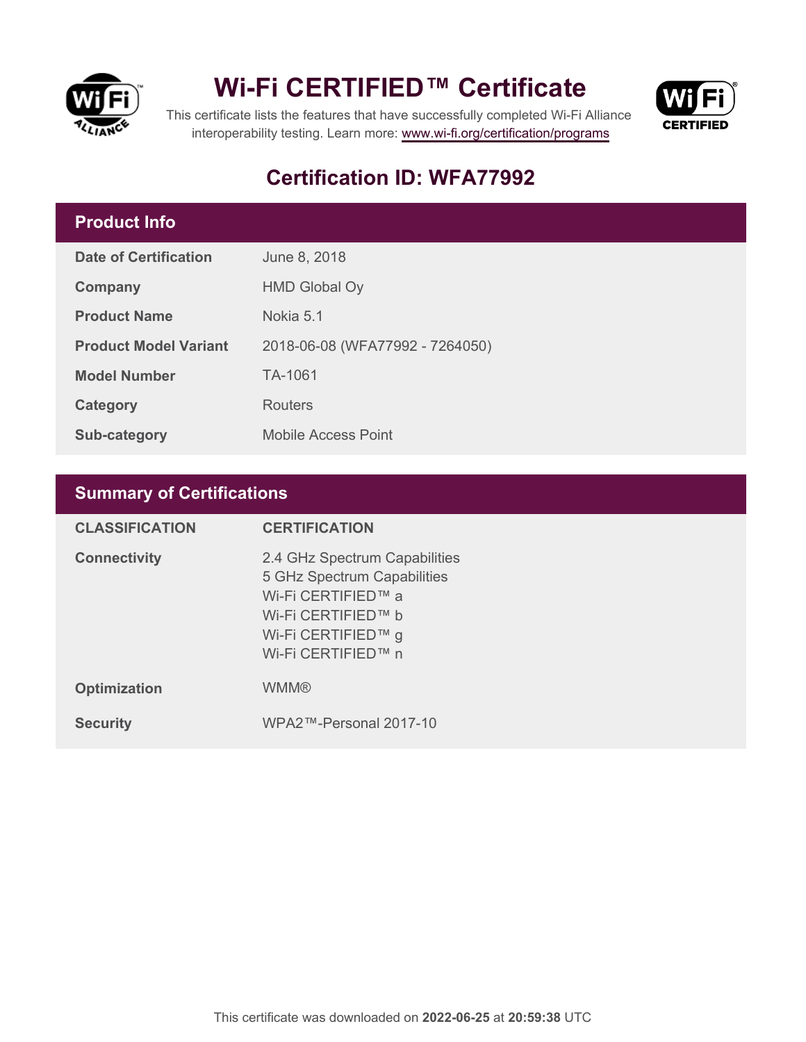# Wi-Fi CERTIFIED™ Certificate

This certificate lists the features that have successfully completed Wi-Fi Alliance interoperability testing. Learn more: www.wi-fi.org/certification/programs

## Certification ID: WFA77992

### Product Info

| | |
|---|---|
| **Date of Certification** | June 8, 2018 |
| **Company** | HMD Global Oy |
| **Product Name** | Nokia 5.1 |
| **Product Model Variant** | 2018-06-08 (WFA77992 - 7264050) |
| **Model Number** | TA-1061 |
| **Category** | Routers |
| **Sub-category** | Mobile Access Point |

### Summary of Certifications

| CLASSIFICATION | CERTIFICATION |
|---|---|
| **Connectivity** | 2.4 GHz Spectrum Capabilities<br>5 GHz Spectrum Capabilities<br>Wi-Fi CERTIFIED™ a<br>Wi-Fi CERTIFIED™ b<br>Wi-Fi CERTIFIED™ g<br>Wi-Fi CERTIFIED™ n |
| **Optimization** | WMM® |
| **Security** | WPA2™-Personal 2017-10 |

This certificate was downloaded on **2022-06-25** at **20:59:38** UTC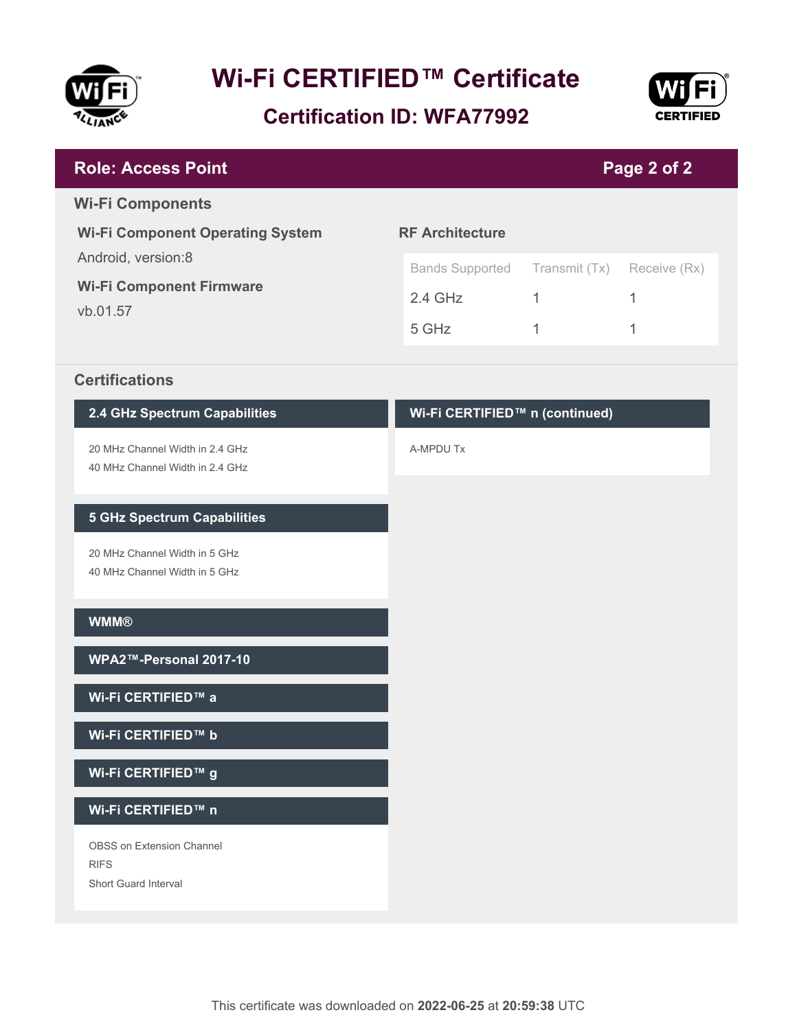# Wi-Fi CERTIFIED™ Certificate

## Certification ID: WFA77992

**Role: Access Point**

### Wi-Fi Components

**Wi-Fi Component Operating System**

Android, version:8

**Wi-Fi Component Firmware**

vb.01.57

**RF Architecture**

| Bands Supported | Transmit (Tx) | Receive (Rx) |
|---|---|---|
| 2.4 GHz | 1 | 1 |
| 5 GHz | 1 | 1 |

### Certifications

**2.4 GHz Spectrum Capabilities**

- 20 MHz Channel Width in 2.4 GHz
- 40 MHz Channel Width in 2.4 GHz

**5 GHz Spectrum Capabilities**

- 20 MHz Channel Width in 5 GHz
- 40 MHz Channel Width in 5 GHz

**WMM®**

**WPA2™-Personal 2017-10**

**Wi-Fi CERTIFIED™ a**

**Wi-Fi CERTIFIED™ b**

**Wi-Fi CERTIFIED™ g**

**Wi-Fi CERTIFIED™ n**

- OBSS on Extension Channel
- RIFS
- Short Guard Interval

**Wi-Fi CERTIFIED™ n (continued)**

- A-MPDU Tx

This certificate was downloaded on **2022-06-25** at **20:59:38** UTC